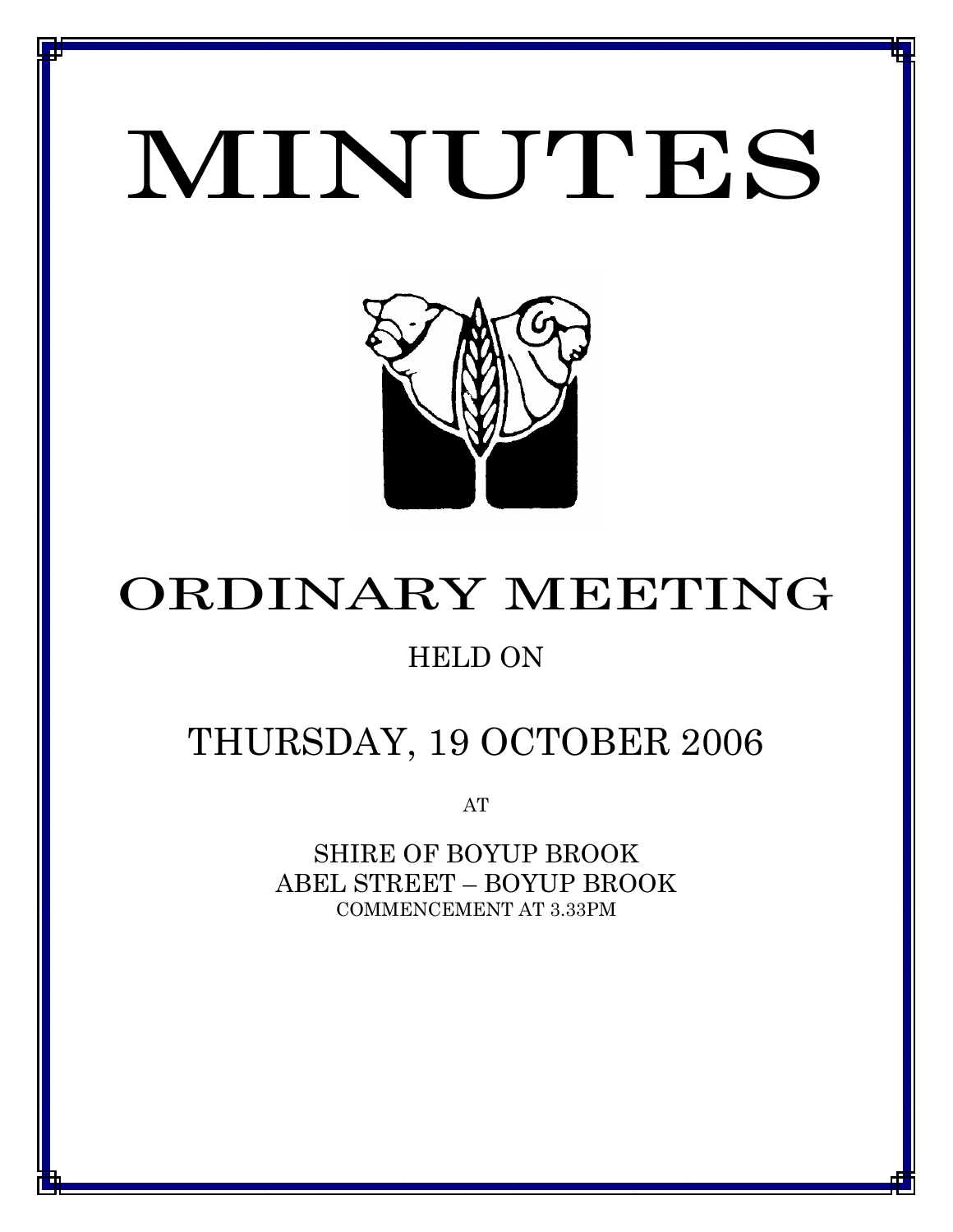# MINUTES

## ORDINARY MEETING

HELD ON

## THURSDAY, 19 OCTOBER 2006

AT

SHIRE OF BOYUP BROOK
ABEL STREET – BOYUP BROOK
COMMENCEMENT AT 3.33PM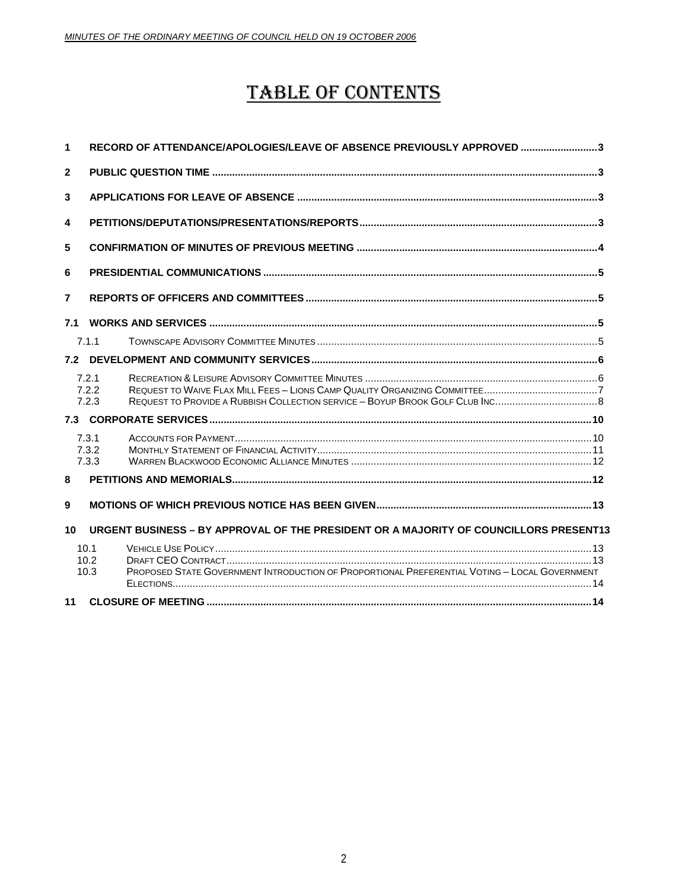# TABLE OF CONTENTS

| | | |
|---|---|---|
| **1** | **RECORD OF ATTENDANCE/APOLOGIES/LEAVE OF ABSENCE PREVIOUSLY APPROVED** | **3** |
| **2** | **PUBLIC QUESTION TIME** | **3** |
| **3** | **APPLICATIONS FOR LEAVE OF ABSENCE** | **3** |
| **4** | **PETITIONS/DEPUTATIONS/PRESENTATIONS/REPORTS** | **3** |
| **5** | **CONFIRMATION OF MINUTES OF PREVIOUS MEETING** | **4** |
| **6** | **PRESIDENTIAL COMMUNICATIONS** | **5** |
| **7** | **REPORTS OF OFFICERS AND COMMITTEES** | **5** |
| **7.1** | **WORKS AND SERVICES** | **5** |
| 7.1.1 | TOWNSCAPE ADVISORY COMMITTEE MINUTES | 5 |
| **7.2** | **DEVELOPMENT AND COMMUNITY SERVICES** | **6** |
| 7.2.1 | RECREATION & LEISURE ADVISORY COMMITTEE MINUTES | 6 |
| 7.2.2 | REQUEST TO WAIVE FLAX MILL FEES – LIONS CAMP QUALITY ORGANIZING COMMITTEE | 7 |
| 7.2.3 | REQUEST TO PROVIDE A RUBBISH COLLECTION SERVICE – BOYUP BROOK GOLF CLUB INC | 8 |
| **7.3** | **CORPORATE SERVICES** | **10** |
| 7.3.1 | ACCOUNTS FOR PAYMENT | 10 |
| 7.3.2 | MONTHLY STATEMENT OF FINANCIAL ACTIVITY | 11 |
| 7.3.3 | WARREN BLACKWOOD ECONOMIC ALLIANCE MINUTES | 12 |
| **8** | **PETITIONS AND MEMORIALS** | **12** |
| **9** | **MOTIONS OF WHICH PREVIOUS NOTICE HAS BEEN GIVEN** | **13** |
| **10** | **URGENT BUSINESS – BY APPROVAL OF THE PRESIDENT OR A MAJORITY OF COUNCILLORS PRESENT** | **13** |
| 10.1 | VEHICLE USE POLICY | 13 |
| 10.2 | DRAFT CEO CONTRACT | 13 |
| 10.3 | PROPOSED STATE GOVERNMENT INTRODUCTION OF PROPORTIONAL PREFERENTIAL VOTING – LOCAL GOVERNMENT ELECTIONS | 14 |
| **11** | **CLOSURE OF MEETING** | **14** |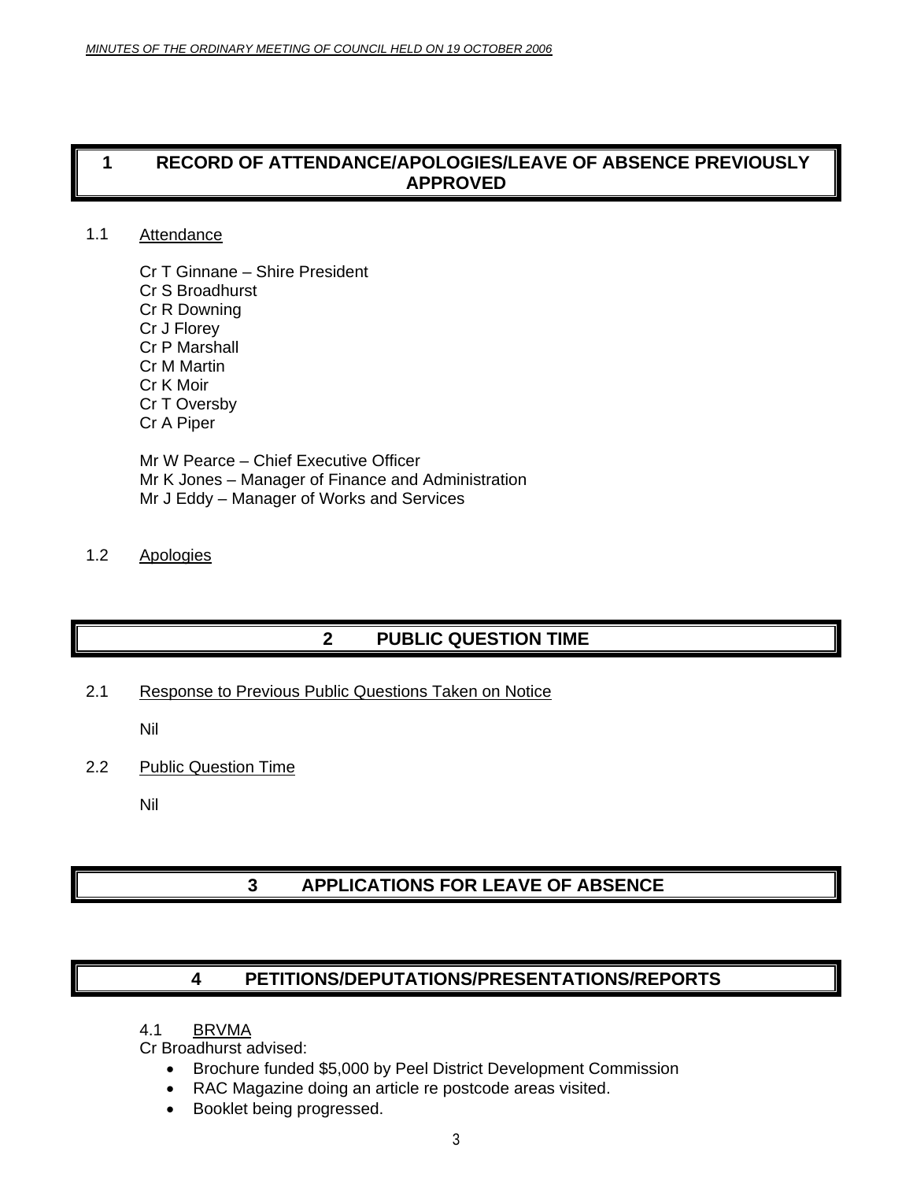## 1 RECORD OF ATTENDANCE/APOLOGIES/LEAVE OF ABSENCE PREVIOUSLY APPROVED

1.1 Attendance

Cr T Ginnane – Shire President
Cr S Broadhurst
Cr R Downing
Cr J Florey
Cr P Marshall
Cr M Martin
Cr K Moir
Cr T Oversby
Cr A Piper

Mr W Pearce – Chief Executive Officer
Mr K Jones – Manager of Finance and Administration
Mr J Eddy – Manager of Works and Services

1.2 Apologies

## 2 PUBLIC QUESTION TIME

2.1 Response to Previous Public Questions Taken on Notice

Nil

2.2 Public Question Time

Nil

## 3 APPLICATIONS FOR LEAVE OF ABSENCE

## 4 PETITIONS/DEPUTATIONS/PRESENTATIONS/REPORTS

4.1 BRVMA

Cr Broadhurst advised:

- Brochure funded $5,000 by Peel District Development Commission
- RAC Magazine doing an article re postcode areas visited.
- Booklet being progressed.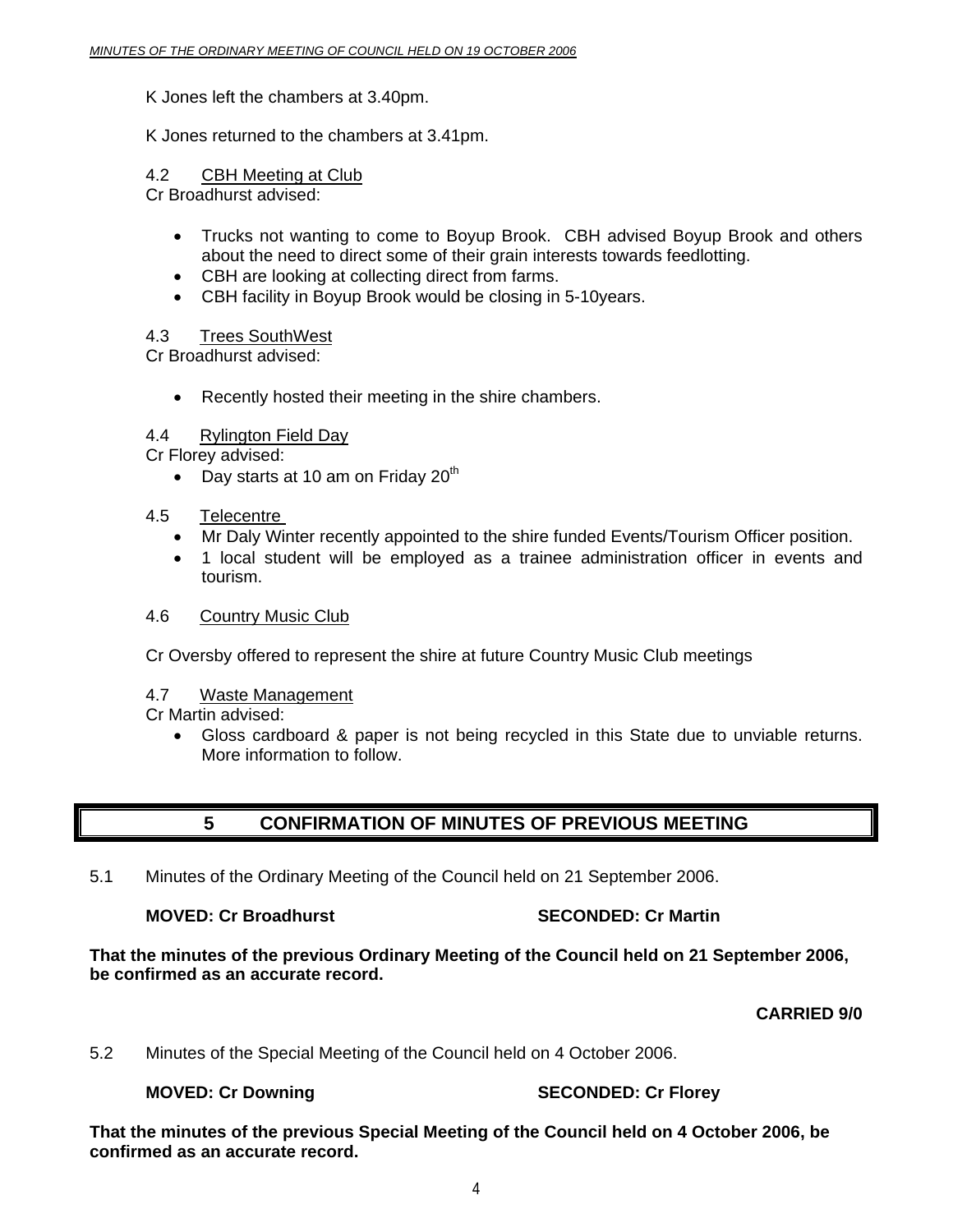K Jones left the chambers at 3.40pm.

K Jones returned to the chambers at 3.41pm.

4.2 CBH Meeting at Club

Cr Broadhurst advised:

- Trucks not wanting to come to Boyup Brook. CBH advised Boyup Brook and others about the need to direct some of their grain interests towards feedlotting.
- CBH are looking at collecting direct from farms.
- CBH facility in Boyup Brook would be closing in 5-10years.

4.3 Trees SouthWest

Cr Broadhurst advised:

- Recently hosted their meeting in the shire chambers.

4.4 Rylington Field Day

Cr Florey advised:

- Day starts at 10 am on Friday 20th

4.5 Telecentre

- Mr Daly Winter recently appointed to the shire funded Events/Tourism Officer position.
- 1 local student will be employed as a trainee administration officer in events and tourism.

4.6 Country Music Club

Cr Oversby offered to represent the shire at future Country Music Club meetings

4.7 Waste Management

Cr Martin advised:

- Gloss cardboard & paper is not being recycled in this State due to unviable returns. More information to follow.

## 5 CONFIRMATION OF MINUTES OF PREVIOUS MEETING

5.1 Minutes of the Ordinary Meeting of the Council held on 21 September 2006.

**MOVED: Cr Broadhurst SECONDED: Cr Martin**

**That the minutes of the previous Ordinary Meeting of the Council held on 21 September 2006, be confirmed as an accurate record.**

**CARRIED 9/0**

5.2 Minutes of the Special Meeting of the Council held on 4 October 2006.

**MOVED: Cr Downing SECONDED: Cr Florey**

**That the minutes of the previous Special Meeting of the Council held on 4 October 2006, be confirmed as an accurate record.**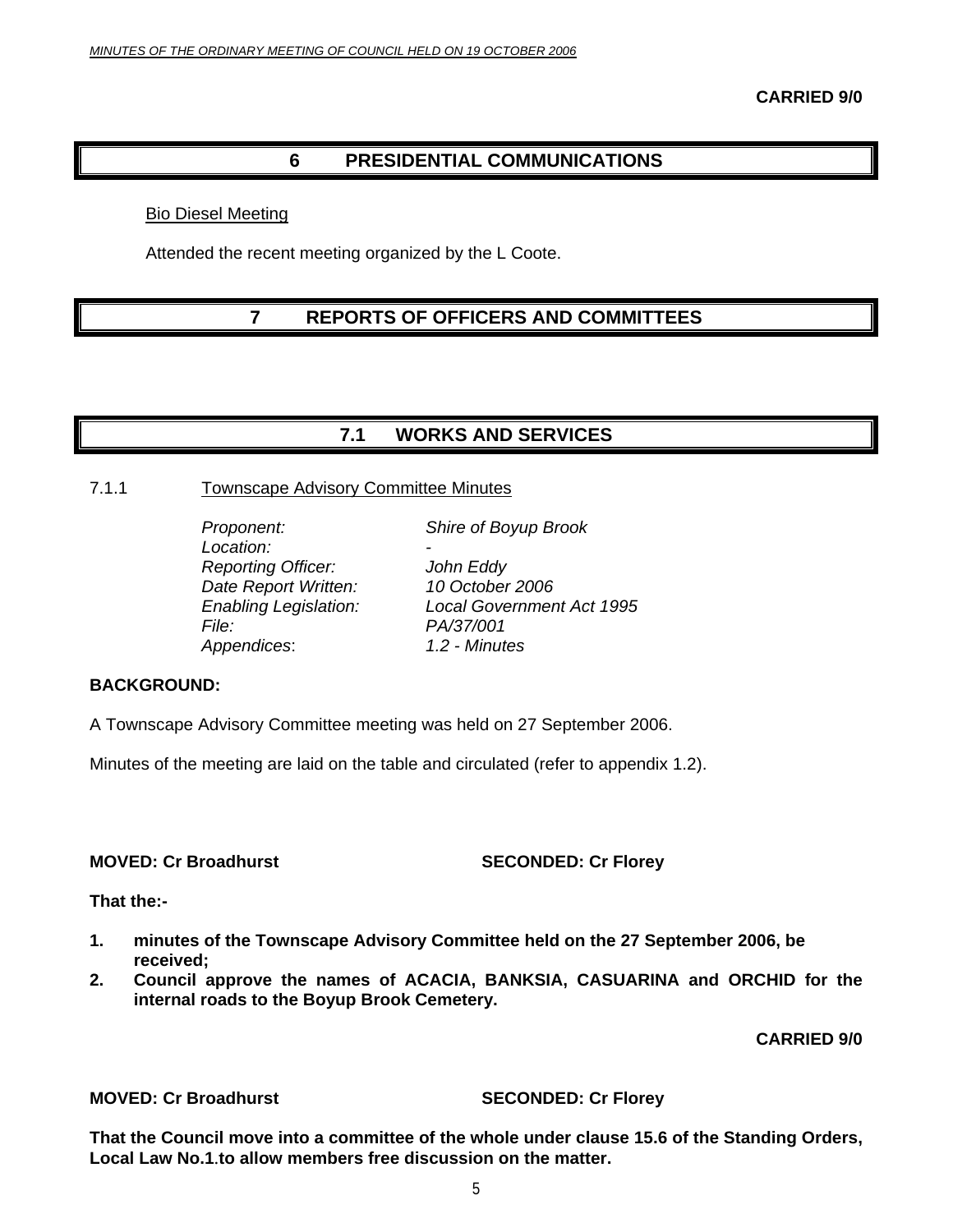**CARRIED 9/0**

# 6 PRESIDENTIAL COMMUNICATIONS

Bio Diesel Meeting

Attended the recent meeting organized by the L Coote.

# 7 REPORTS OF OFFICERS AND COMMITTEES

## 7.1 WORKS AND SERVICES

### 7.1.1 Townscape Advisory Committee Minutes

| | |
|---|---|
| *Proponent:* | *Shire of Boyup Brook* |
| *Location:* | *-* |
| *Reporting Officer:* | *John Eddy* |
| *Date Report Written:* | *10 October 2006* |
| *Enabling Legislation:* | *Local Government Act 1995* |
| *File:* | *PA/37/001* |
| *Appendices:* | *1.2 - Minutes* |

**BACKGROUND:**

A Townscape Advisory Committee meeting was held on 27 September 2006.

Minutes of the meeting are laid on the table and circulated (refer to appendix 1.2).

**MOVED: Cr Broadhurst SECONDED: Cr Florey**

**That the:-**

1. **minutes of the Townscape Advisory Committee held on the 27 September 2006, be received;**
2. **Council approve the names of ACACIA, BANKSIA, CASUARINA and ORCHID for the internal roads to the Boyup Brook Cemetery.**

**CARRIED 9/0**

**MOVED: Cr Broadhurst SECONDED: Cr Florey**

**That the Council move into a committee of the whole under clause 15.6 of the Standing Orders, Local Law No.1.to allow members free discussion on the matter.**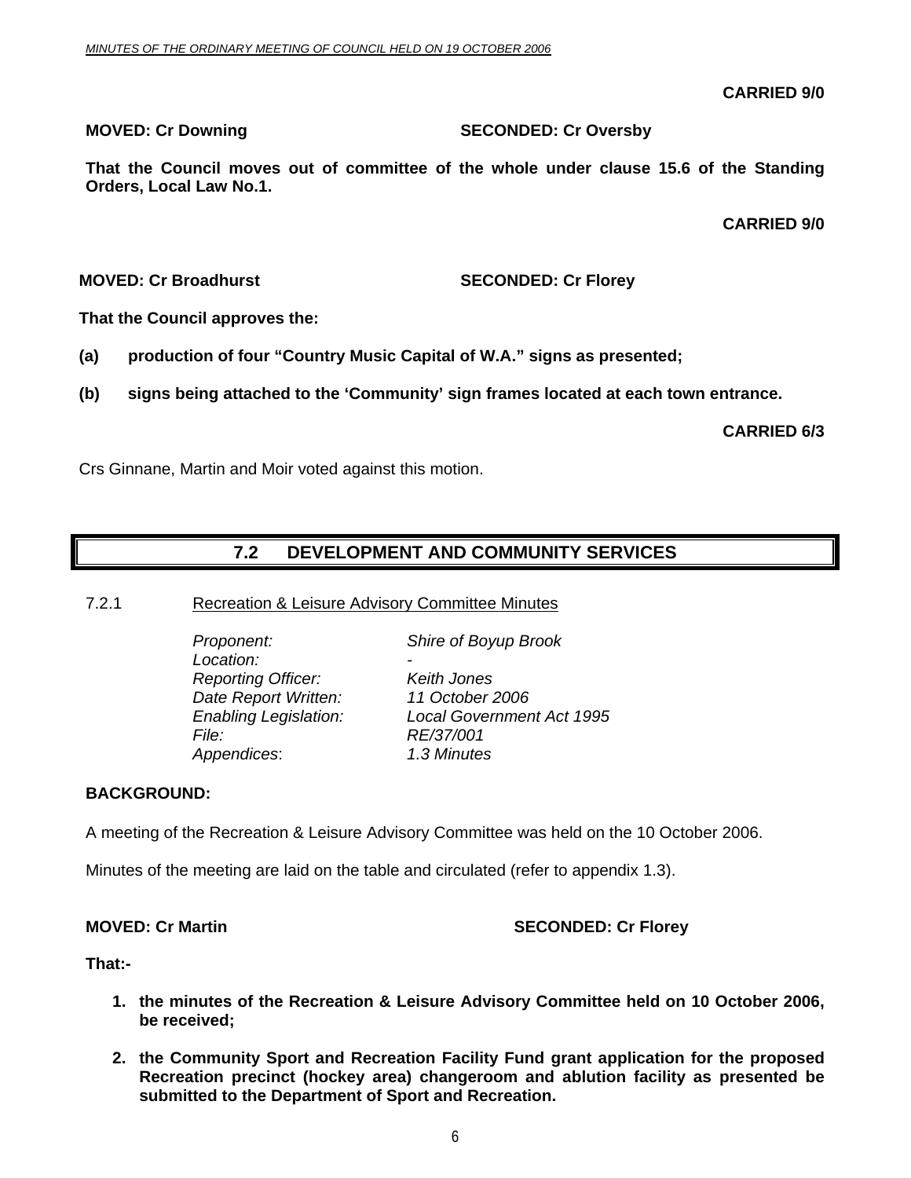**CARRIED 9/0**

**MOVED: Cr Downing SECONDED: Cr Oversby**

**That the Council moves out of committee of the whole under clause 15.6 of the Standing Orders, Local Law No.1.**

**CARRIED 9/0**

**MOVED: Cr Broadhurst SECONDED: Cr Florey**

**That the Council approves the:**

**(a) production of four "Country Music Capital of W.A." signs as presented;**

**(b) signs being attached to the 'Community' sign frames located at each town entrance.**

**CARRIED 6/3**

Crs Ginnane, Martin and Moir voted against this motion.

## 7.2 DEVELOPMENT AND COMMUNITY SERVICES

7.2.1 Recreation & Leisure Advisory Committee Minutes

*Proponent:* *Shire of Boyup Brook*
*Location:* *-*
*Reporting Officer:* *Keith Jones*
*Date Report Written:* *11 October 2006*
*Enabling Legislation:* *Local Government Act 1995*
*File:* *RE/37/001*
*Appendices*: *1.3 Minutes*

**BACKGROUND:**

A meeting of the Recreation & Leisure Advisory Committee was held on the 10 October 2006.

Minutes of the meeting are laid on the table and circulated (refer to appendix 1.3).

**MOVED: Cr Martin SECONDED: Cr Florey**

**That:-**

1. **the minutes of the Recreation & Leisure Advisory Committee held on 10 October 2006, be received;**
2. **the Community Sport and Recreation Facility Fund grant application for the proposed Recreation precinct (hockey area) changeroom and ablution facility as presented be submitted to the Department of Sport and Recreation.**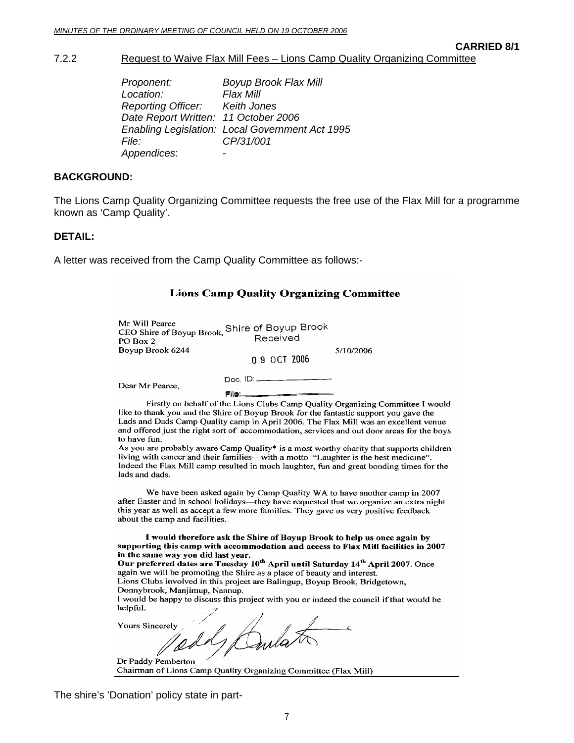**CARRIED 8/1**

7.2.2 Request to Waive Flax Mill Fees – Lions Camp Quality Organizing Committee

*Proponent:* *Boyup Brook Flax Mill*
*Location:* *Flax Mill*
*Reporting Officer:* *Keith Jones*
*Date Report Written:* *11 October 2006*
*Enabling Legislation:* *Local Government Act 1995*
*File:* *CP/31/001*
*Appendices*: -

**BACKGROUND:**

The Lions Camp Quality Organizing Committee requests the free use of the Flax Mill for a programme known as 'Camp Quality'.

**DETAIL:**

A letter was received from the Camp Quality Committee as follows:-

**Lions Camp Quality Organizing Committee**

Mr Will Pearce
CEO Shire of Boyup Brook, Shire of Boyup Brook Received
PO Box 2
Boyup Brook 6244 09 OCT 2006 5/10/2006

Doc. ID: ____________

File: ____________

Dear Mr Pearce,

Firstly on behalf of the Lions Clubs Camp Quality Organizing Committee I would like to thank you and the Shire of Boyup Brook for the fantastic support you gave the Lads and Dads Camp Quality camp in April 2006. The Flax Mill was an excellent venue and offered just the right sort of accommodation, services and out door areas for the boys to have fun.
As you are probably aware Camp Quality* is a most worthy charity that supports children living with cancer and their families—with a motto "Laughter is the best medicine". Indeed the Flax Mill camp resulted in much laughter, fun and great bonding times for the lads and dads.

We have been asked again by Camp Quality WA to have another camp in 2007 after Easter and in school holidays—they have requested that we organize an extra night this year as well as accept a few more families. They gave us very positive feedback about the camp and facilities.

**I would therefore ask the Shire of Boyup Brook to help us once again by supporting this camp with accommodation and access to Flax Mill facilities in 2007 in the same way you did last year.**
**Our preferred dates are Tuesday 10th April until Saturday 14th April 2007**. Once again we will be promoting the Shire as a place of beauty and interest.
Lions Clubs involved in this project are Balingup, Boyup Brook, Bridgetown, Donnybrook, Manjimup, Nannup.
I would be happy to discuss this project with you or indeed the council if that would be helpful.

Yours Sincerely

Dr Paddy Pemberton
Chairman of Lions Camp Quality Organizing Committee (Flax Mill)

The shire's 'Donation' policy state in part-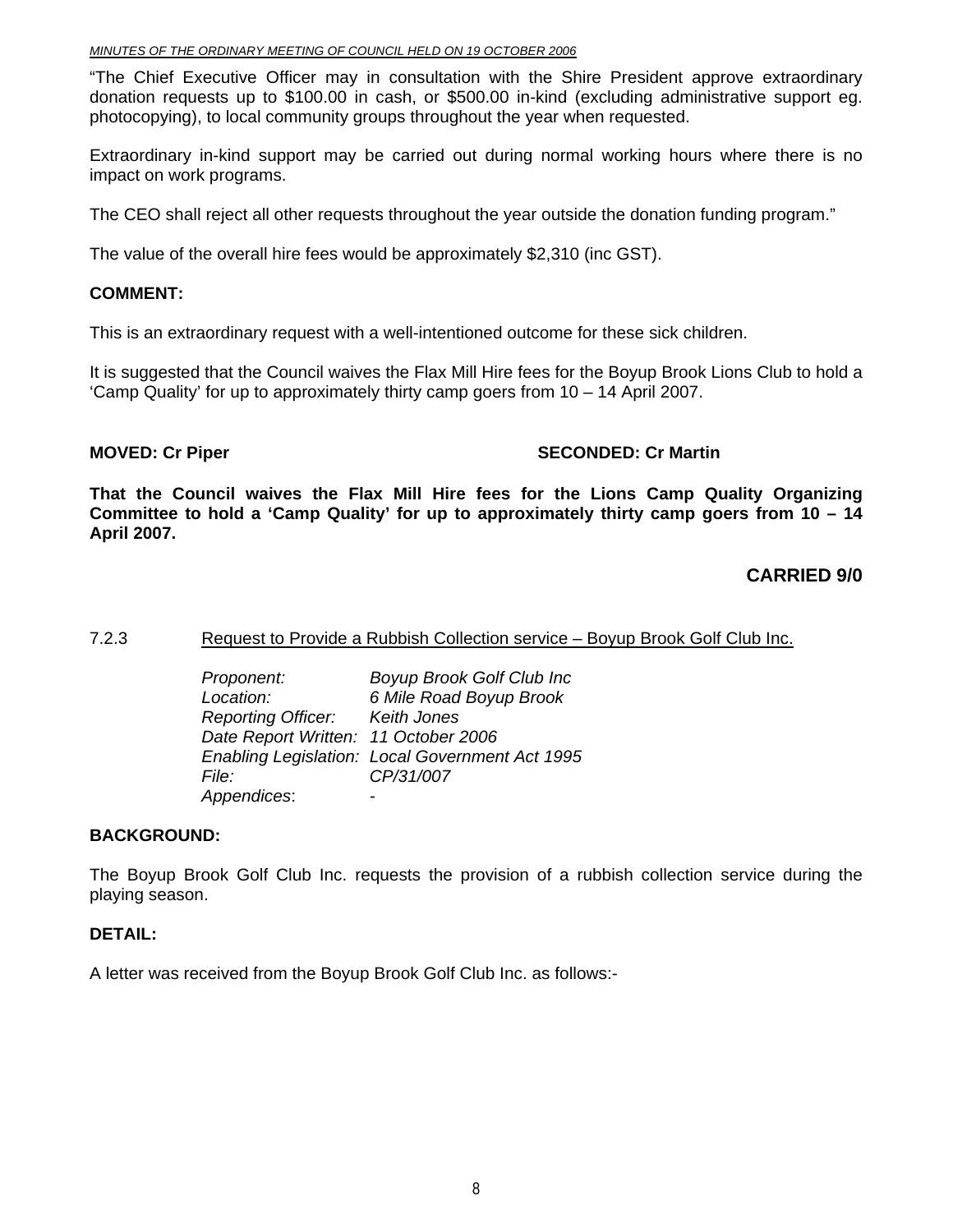"The Chief Executive Officer may in consultation with the Shire President approve extraordinary donation requests up to $100.00 in cash, or $500.00 in-kind (excluding administrative support eg. photocopying), to local community groups throughout the year when requested.

Extraordinary in-kind support may be carried out during normal working hours where there is no impact on work programs.

The CEO shall reject all other requests throughout the year outside the donation funding program."

The value of the overall hire fees would be approximately $2,310 (inc GST).

**COMMENT:**

This is an extraordinary request with a well-intentioned outcome for these sick children.

It is suggested that the Council waives the Flax Mill Hire fees for the Boyup Brook Lions Club to hold a 'Camp Quality' for up to approximately thirty camp goers from 10 – 14 April 2007.

**MOVED: Cr Piper** **SECONDED: Cr Martin**

**That the Council waives the Flax Mill Hire fees for the Lions Camp Quality Organizing Committee to hold a 'Camp Quality' for up to approximately thirty camp goers from 10 – 14 April 2007.**

**CARRIED 9/0**

7.2.3 Request to Provide a Rubbish Collection service – Boyup Brook Golf Club Inc.

*Proponent:* *Boyup Brook Golf Club Inc*
*Location:* *6 Mile Road Boyup Brook*
*Reporting Officer:* *Keith Jones*
*Date Report Written:* *11 October 2006*
*Enabling Legislation:* *Local Government Act 1995*
*File:* *CP/31/007*
*Appendices*: -

**BACKGROUND:**

The Boyup Brook Golf Club Inc. requests the provision of a rubbish collection service during the playing season.

**DETAIL:**

A letter was received from the Boyup Brook Golf Club Inc. as follows:-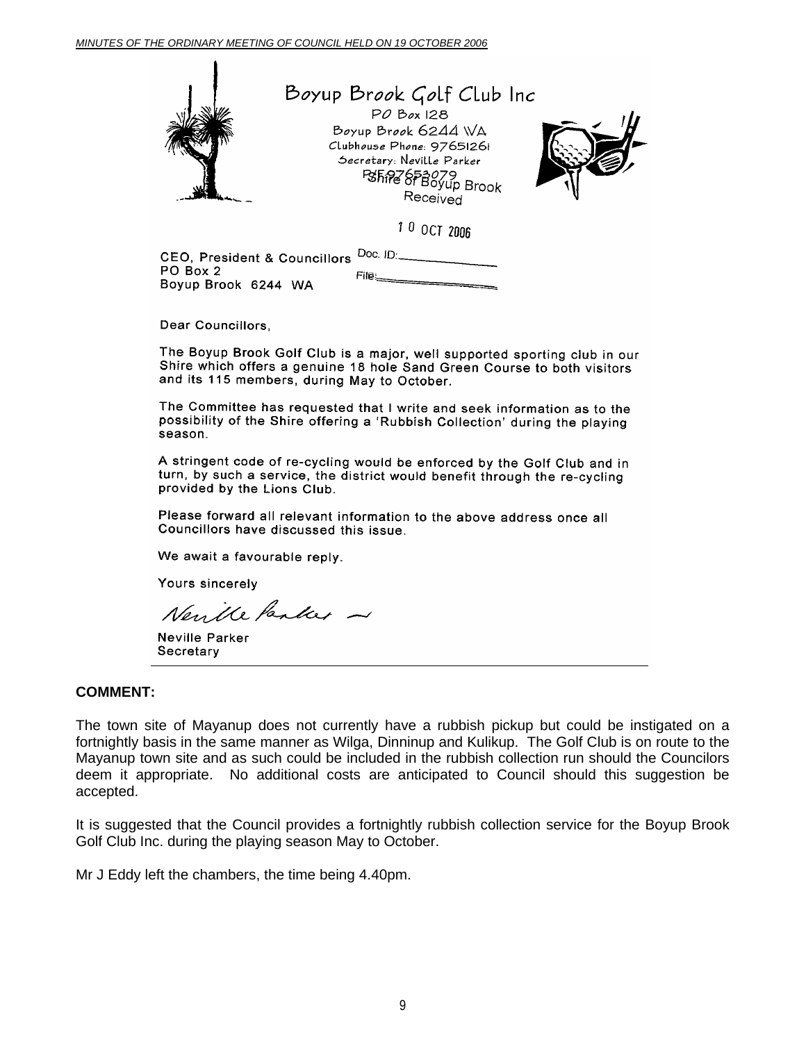Boyup Brook Golf Club Inc
PO Box 128
Boyup Brook 6244 WA
Clubhouse Phone: 97651261
Secretary: Neville Parker
P/F 97653079

Shire of Boyup Brook
Received
10 OCT 2006
Doc. ID:
File:

CEO, President & Councillors
PO Box 2
Boyup Brook 6244 WA

Dear Councillors,

The Boyup Brook Golf Club is a major, well supported sporting club in our Shire which offers a genuine 18 hole Sand Green Course to both visitors and its 115 members, during May to October.

The Committee has requested that I write and seek information as to the possibility of the Shire offering a 'Rubbish Collection' during the playing season.

A stringent code of re-cycling would be enforced by the Golf Club and in turn, by such a service, the district would benefit through the re-cycling provided by the Lions Club.

Please forward all relevant information to the above address once all Councillors have discussed this issue.

We await a favourable reply.

Yours sincerely

Neville Parker

Neville Parker
Secretary

**COMMENT:**

The town site of Mayanup does not currently have a rubbish pickup but could be instigated on a fortnightly basis in the same manner as Wilga, Dinninup and Kulikup. The Golf Club is on route to the Mayanup town site and as such could be included in the rubbish collection run should the Councilors deem it appropriate. No additional costs are anticipated to Council should this suggestion be accepted.

It is suggested that the Council provides a fortnightly rubbish collection service for the Boyup Brook Golf Club Inc. during the playing season May to October.

Mr J Eddy left the chambers, the time being 4.40pm.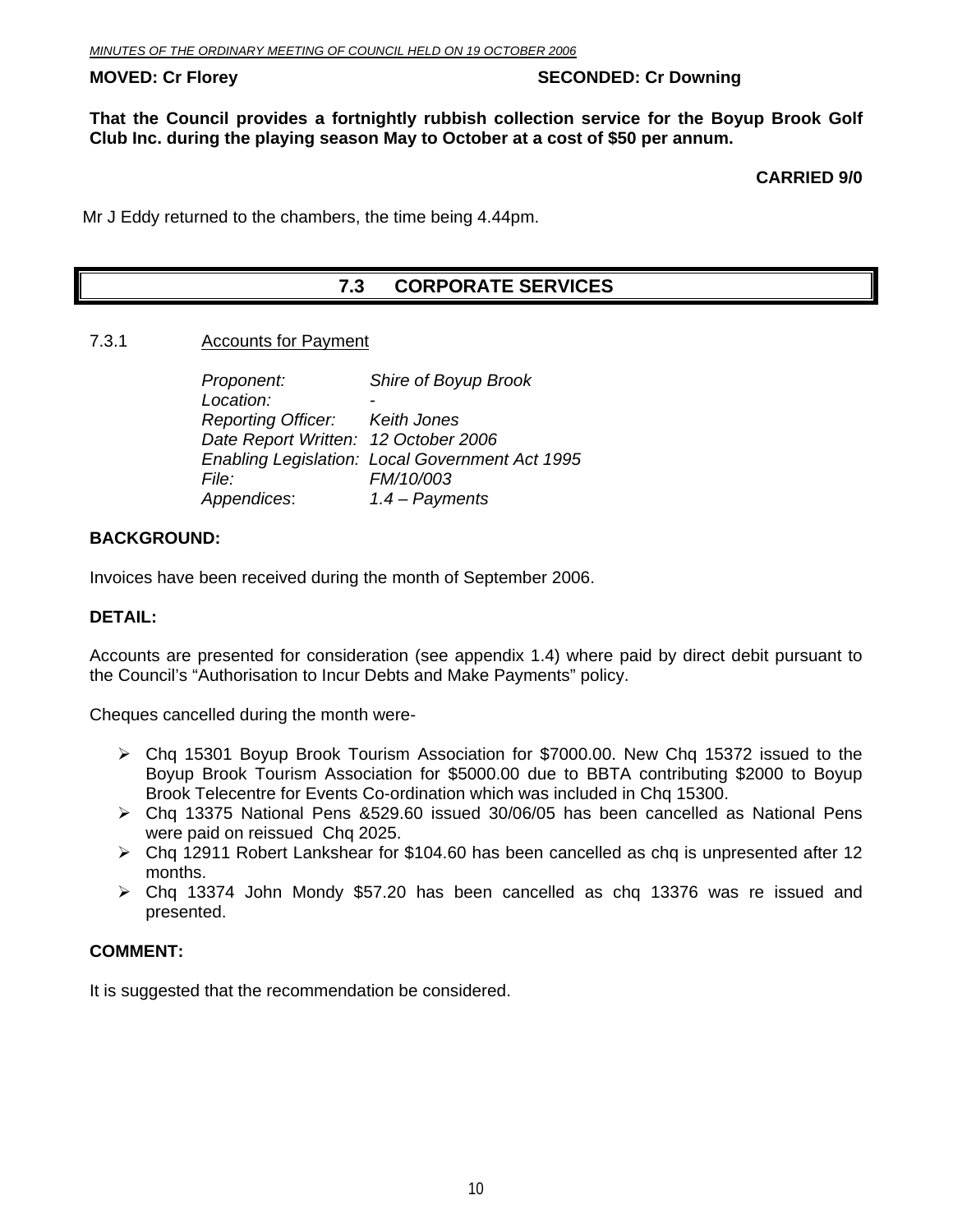**MOVED: Cr Florey SECONDED: Cr Downing**

**That the Council provides a fortnightly rubbish collection service for the Boyup Brook Golf Club Inc. during the playing season May to October at a cost of $50 per annum.**

**CARRIED 9/0**

Mr J Eddy returned to the chambers, the time being 4.44pm.

## 7.3 CORPORATE SERVICES

7.3.1 Accounts for Payment

*Proponent:* *Shire of Boyup Brook*
*Location:* *-*
*Reporting Officer:* *Keith Jones*
*Date Report Written:* *12 October 2006*
*Enabling Legislation:* *Local Government Act 1995*
*File:* *FM/10/003*
*Appendices*: *1.4 – Payments*

**BACKGROUND:**

Invoices have been received during the month of September 2006.

**DETAIL:**

Accounts are presented for consideration (see appendix 1.4) where paid by direct debit pursuant to the Council's "Authorisation to Incur Debts and Make Payments" policy.

Cheques cancelled during the month were-

- Chq 15301 Boyup Brook Tourism Association for $7000.00. New Chq 15372 issued to the Boyup Brook Tourism Association for $5000.00 due to BBTA contributing $2000 to Boyup Brook Telecentre for Events Co-ordination which was included in Chq 15300.
- Chq 13375 National Pens &529.60 issued 30/06/05 has been cancelled as National Pens were paid on reissued Chq 2025.
- Chq 12911 Robert Lankshear for $104.60 has been cancelled as chq is unpresented after 12 months.
- Chq 13374 John Mondy $57.20 has been cancelled as chq 13376 was re issued and presented.

**COMMENT:**

It is suggested that the recommendation be considered.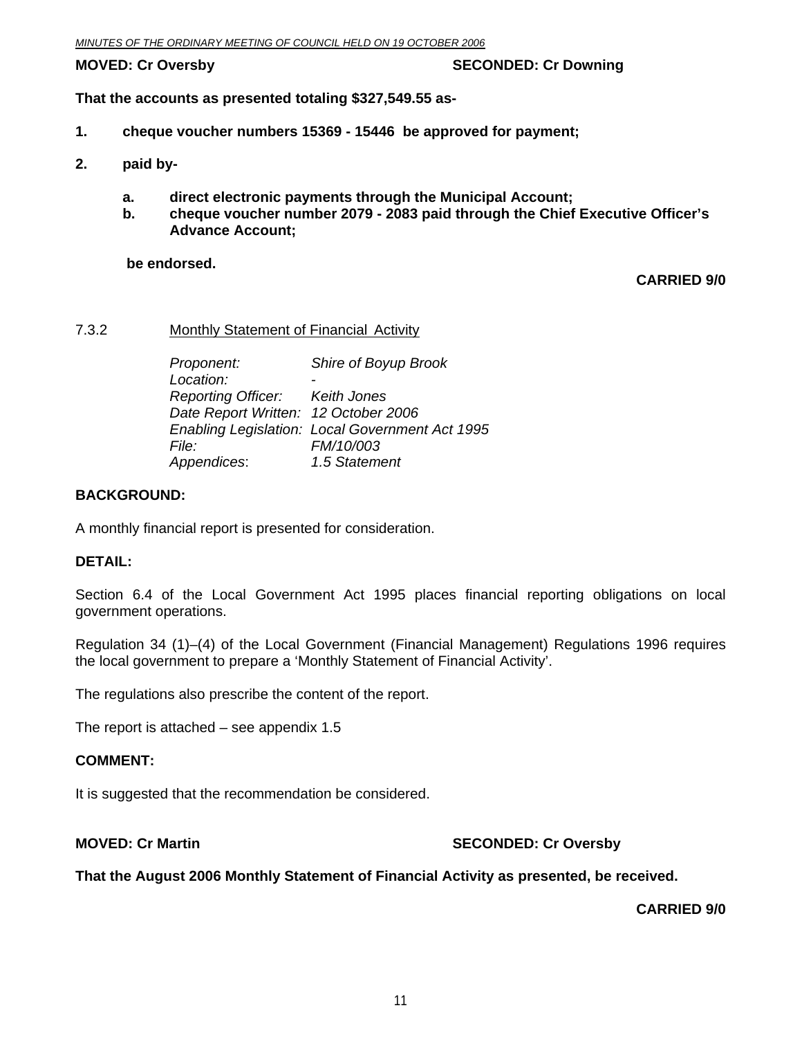**MOVED: Cr Oversby** **SECONDED: Cr Downing**

**That the accounts as presented totaling $327,549.55 as-**

**1. cheque voucher numbers 15369 - 15446 be approved for payment;**

**2. paid by-**

   **a. direct electronic payments through the Municipal Account;**
   **b. cheque voucher number 2079 - 2083 paid through the Chief Executive Officer's Advance Account;**

   **be endorsed.**

**CARRIED 9/0**

7.3.2 Monthly Statement of Financial Activity

*Proponent:* *Shire of Boyup Brook*
*Location:* *-*
*Reporting Officer:* *Keith Jones*
*Date Report Written:* *12 October 2006*
*Enabling Legislation:* *Local Government Act 1995*
*File:* *FM/10/003*
*Appendices*: *1.5 Statement*

**BACKGROUND:**

A monthly financial report is presented for consideration.

**DETAIL:**

Section 6.4 of the Local Government Act 1995 places financial reporting obligations on local government operations.

Regulation 34 (1)–(4) of the Local Government (Financial Management) Regulations 1996 requires the local government to prepare a 'Monthly Statement of Financial Activity'.

The regulations also prescribe the content of the report.

The report is attached – see appendix 1.5

**COMMENT:**

It is suggested that the recommendation be considered.

**MOVED: Cr Martin** **SECONDED: Cr Oversby**

**That the August 2006 Monthly Statement of Financial Activity as presented, be received.**

**CARRIED 9/0**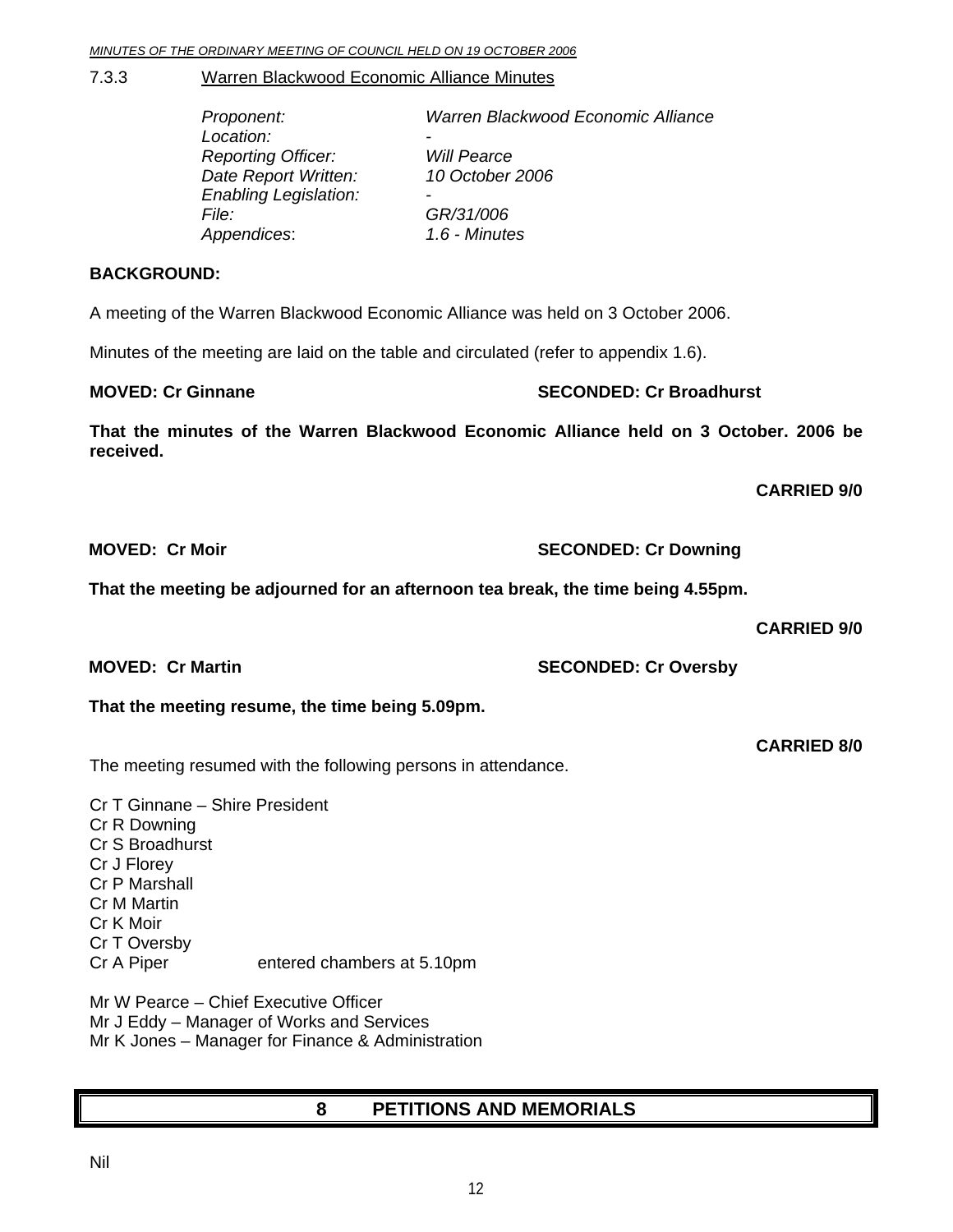### 7.3.3 Warren Blackwood Economic Alliance Minutes

*Proponent:* *Warren Blackwood Economic Alliance*
*Location:* -
*Reporting Officer:* *Will Pearce*
*Date Report Written:* *10 October 2006*
*Enabling Legislation:* -
*File:* *GR/31/006*
*Appendices*: *1.6 - Minutes*

**BACKGROUND:**

A meeting of the Warren Blackwood Economic Alliance was held on 3 October 2006.

Minutes of the meeting are laid on the table and circulated (refer to appendix 1.6).

**MOVED: Cr Ginnane** **SECONDED: Cr Broadhurst**

**That the minutes of the Warren Blackwood Economic Alliance held on 3 October. 2006 be received.**

**CARRIED 9/0**

**MOVED: Cr Moir** **SECONDED: Cr Downing**

**That the meeting be adjourned for an afternoon tea break, the time being 4.55pm.**

**CARRIED 9/0**

**MOVED: Cr Martin** **SECONDED: Cr Oversby**

**That the meeting resume, the time being 5.09pm.**

**CARRIED 8/0**

The meeting resumed with the following persons in attendance.

Cr T Ginnane – Shire President
Cr R Downing
Cr S Broadhurst
Cr J Florey
Cr P Marshall
Cr M Martin
Cr K Moir
Cr T Oversby
Cr A Piper entered chambers at 5.10pm

Mr W Pearce – Chief Executive Officer
Mr J Eddy – Manager of Works and Services
Mr K Jones – Manager for Finance & Administration

## 8 PETITIONS AND MEMORIALS

Nil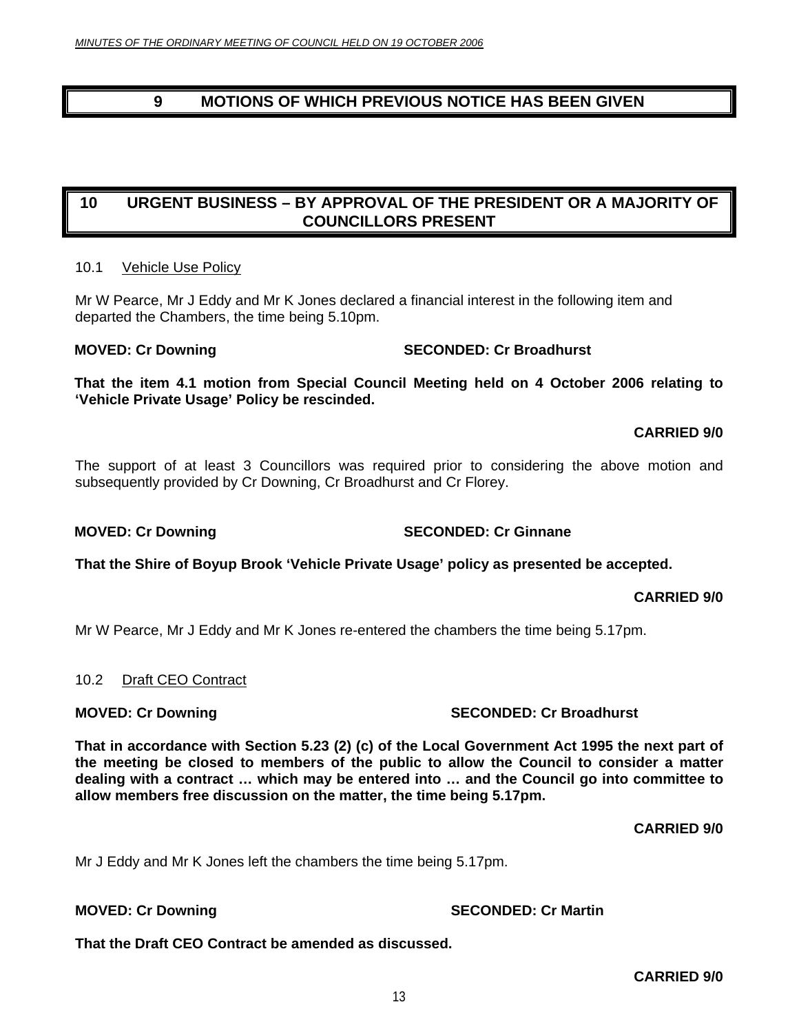# 9 MOTIONS OF WHICH PREVIOUS NOTICE HAS BEEN GIVEN

# 10 URGENT BUSINESS – BY APPROVAL OF THE PRESIDENT OR A MAJORITY OF COUNCILLORS PRESENT

## 10.1 Vehicle Use Policy

Mr W Pearce, Mr J Eddy and Mr K Jones declared a financial interest in the following item and departed the Chambers, the time being 5.10pm.

**MOVED: Cr Downing SECONDED: Cr Broadhurst**

**That the item 4.1 motion from Special Council Meeting held on 4 October 2006 relating to 'Vehicle Private Usage' Policy be rescinded.**

**CARRIED 9/0**

The support of at least 3 Councillors was required prior to considering the above motion and subsequently provided by Cr Downing, Cr Broadhurst and Cr Florey.

**MOVED: Cr Downing SECONDED: Cr Ginnane**

**That the Shire of Boyup Brook 'Vehicle Private Usage' policy as presented be accepted.**

**CARRIED 9/0**

Mr W Pearce, Mr J Eddy and Mr K Jones re-entered the chambers the time being 5.17pm.

## 10.2 Draft CEO Contract

**MOVED: Cr Downing SECONDED: Cr Broadhurst**

**That in accordance with Section 5.23 (2) (c) of the Local Government Act 1995 the next part of the meeting be closed to members of the public to allow the Council to consider a matter dealing with a contract … which may be entered into … and the Council go into committee to allow members free discussion on the matter, the time being 5.17pm.**

**CARRIED 9/0**

Mr J Eddy and Mr K Jones left the chambers the time being 5.17pm.

**MOVED: Cr Downing SECONDED: Cr Martin**

**That the Draft CEO Contract be amended as discussed.**

**CARRIED 9/0**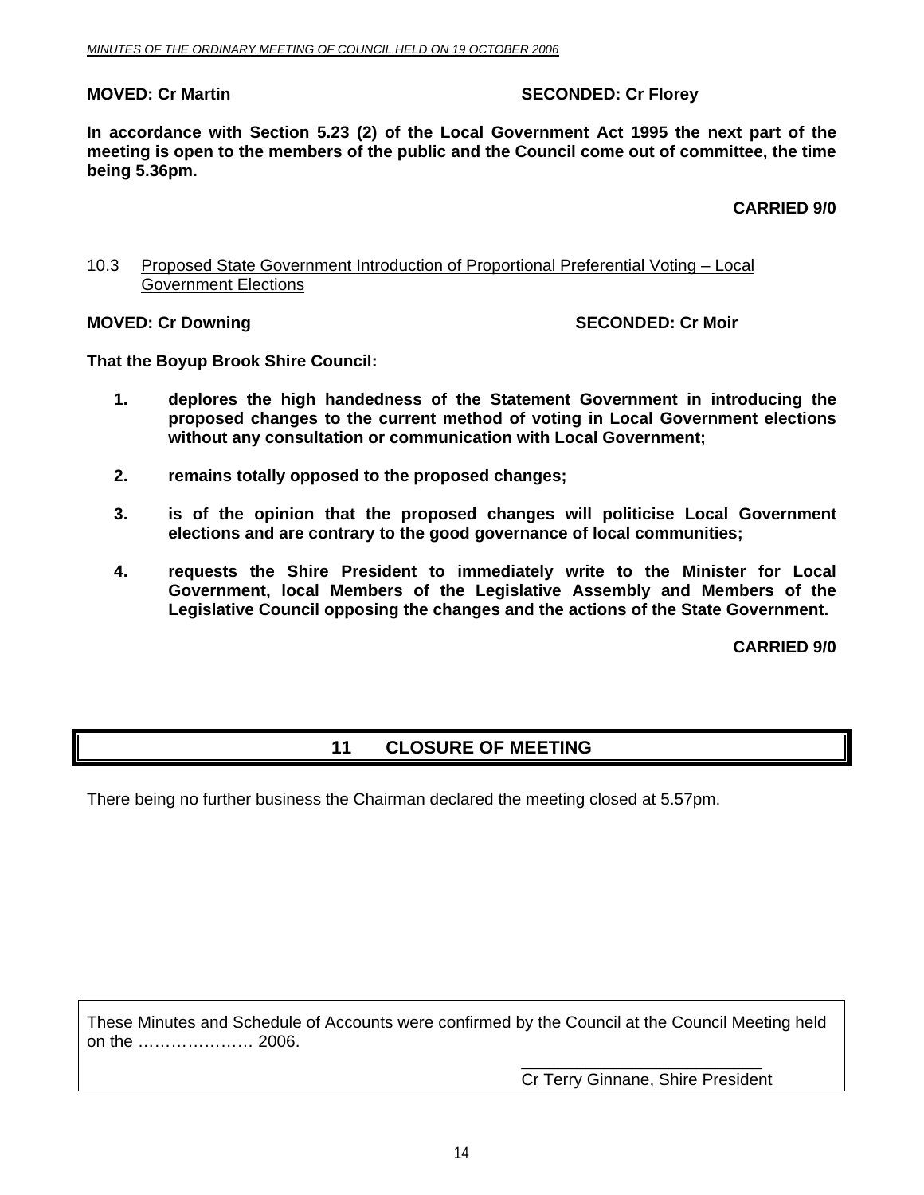**MOVED: Cr Martin** **SECONDED: Cr Florey**

**In accordance with Section 5.23 (2) of the Local Government Act 1995 the next part of the meeting is open to the members of the public and the Council come out of committee, the time being 5.36pm.**

**CARRIED 9/0**

10.3 Proposed State Government Introduction of Proportional Preferential Voting – Local Government Elections

**MOVED: Cr Downing** **SECONDED: Cr Moir**

**That the Boyup Brook Shire Council:**

1. **deplores the high handedness of the Statement Government in introducing the proposed changes to the current method of voting in Local Government elections without any consultation or communication with Local Government;**

2. **remains totally opposed to the proposed changes;**

3. **is of the opinion that the proposed changes will politicise Local Government elections and are contrary to the good governance of local communities;**

4. **requests the Shire President to immediately write to the Minister for Local Government, local Members of the Legislative Assembly and Members of the Legislative Council opposing the changes and the actions of the State Government.**

**CARRIED 9/0**

## 11 CLOSURE OF MEETING

There being no further business the Chairman declared the meeting closed at 5.57pm.

These Minutes and Schedule of Accounts were confirmed by the Council at the Council Meeting held on the ………………… 2006.

___________________________
Cr Terry Ginnane, Shire President